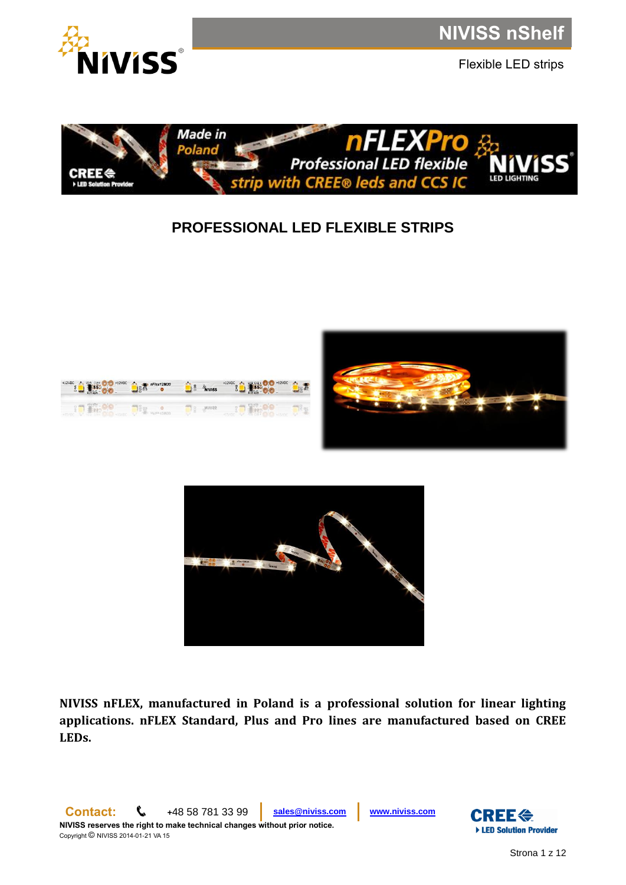# PROFESSIONAL LED FLEXIBLE STRIPS

**NIVISS nFLEX, manufactured in Poland is a professional solution for linear lighting applications. nFLEX Standard, Plus and Pro lines are manufactured based on CREE LEDs.**

**Contact:** +48 58 781 33 99 | sales@niviss.com | www.niviss.com

**NIVISS reserves the right to make technical changes without prior notice.**

Copyright © NIVISS 2014-01-21 VA 15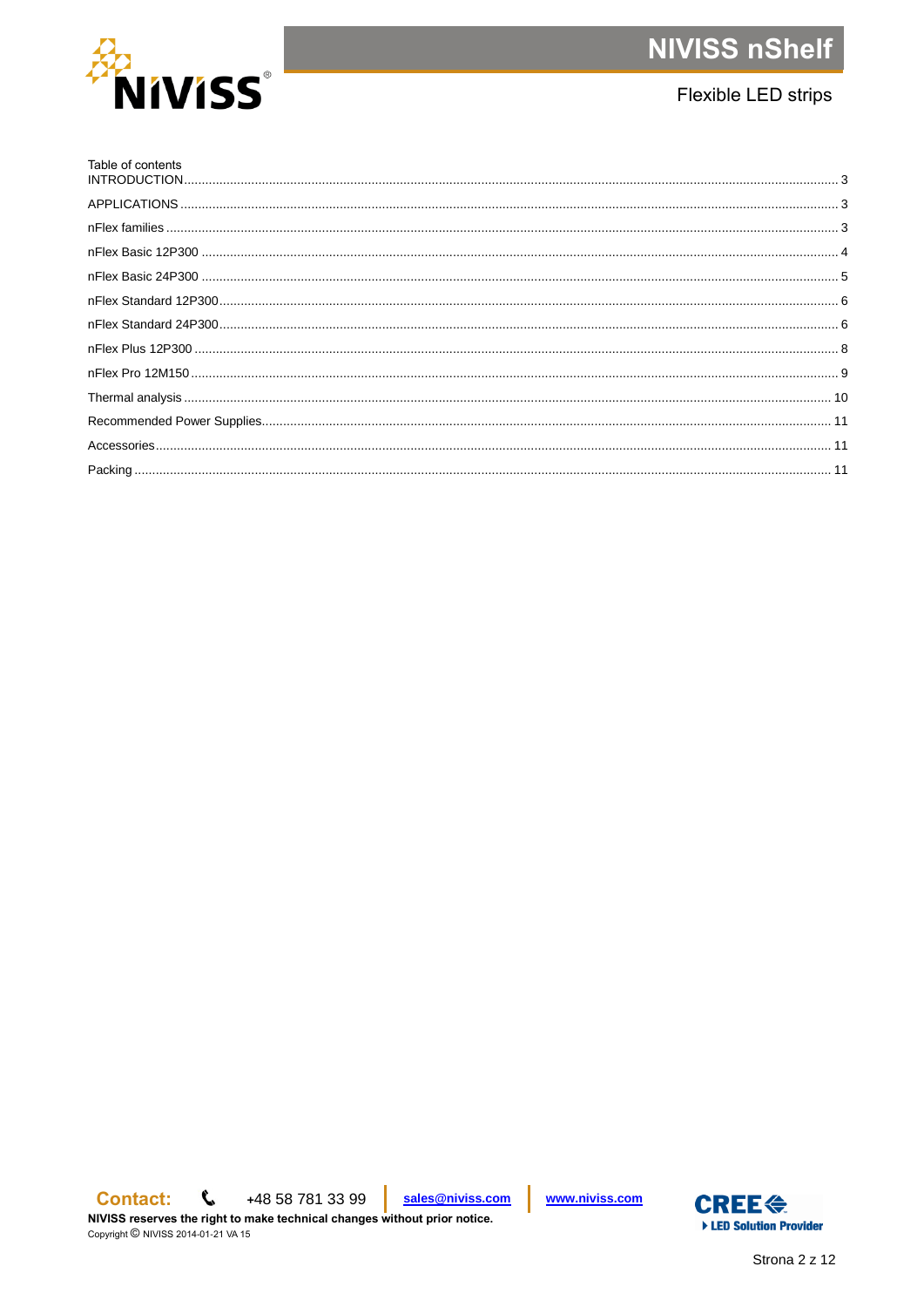Table of contents

INTRODUCTION ........................................................................................................ 3

APPLICATIONS ........................................................................................................ 3

nFlex families ........................................................................................................ 3

nFlex Basic 12P300 ................................................................................................. 4

nFlex Basic 24P300 ................................................................................................. 5

nFlex Standard 12P300 ............................................................................................ 6

nFlex Standard 24P300 ............................................................................................ 6

nFlex Plus 12P300 ................................................................................................... 8

nFlex Pro 12M150 .................................................................................................... 9

Thermal analysis ..................................................................................................... 10

Recommended Power Supplies ............................................................................... 11

Accessories ............................................................................................................. 11

Packing ................................................................................................................... 11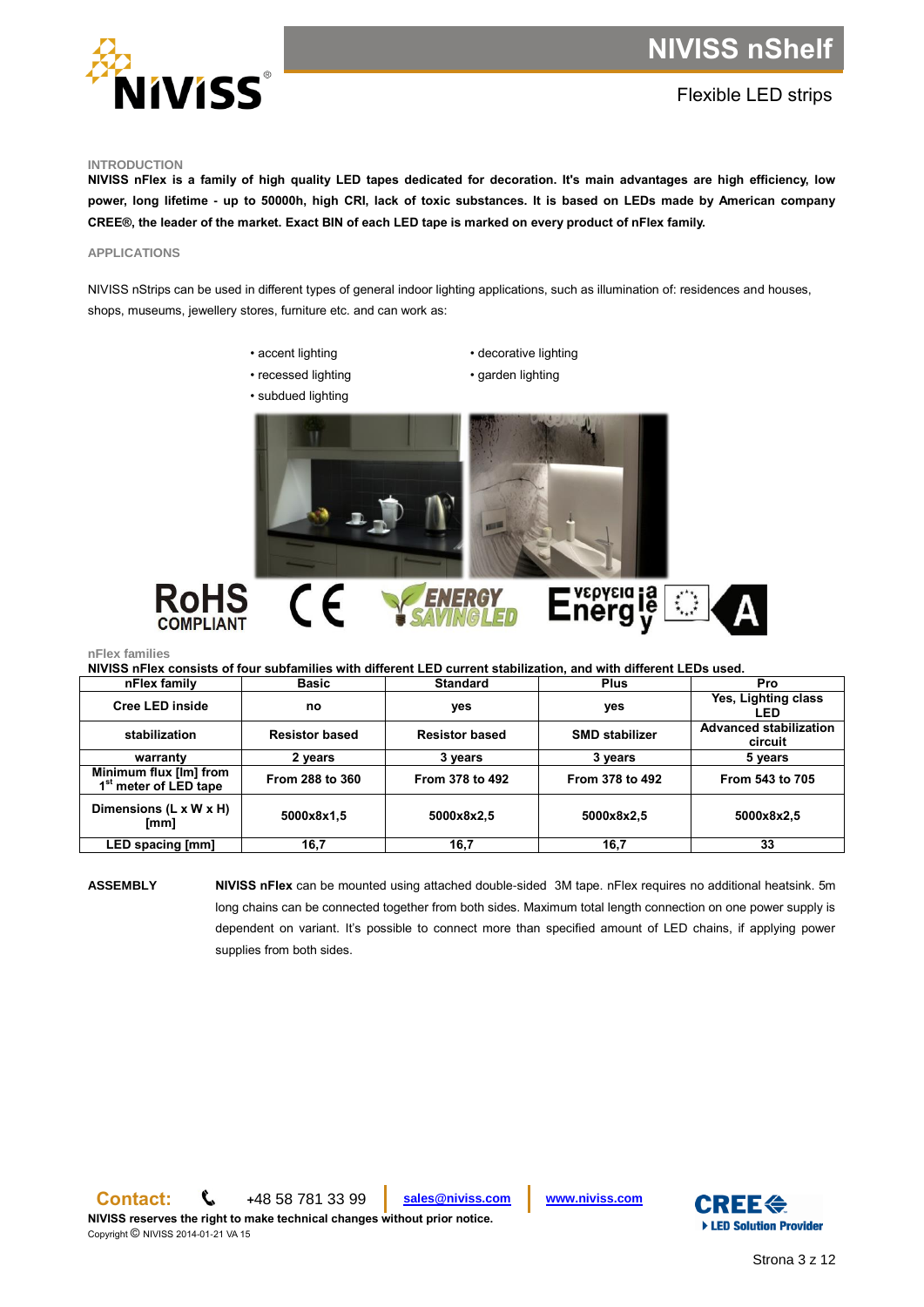## INTRODUCTION

**NIVISS nFlex is a family of high quality LED tapes dedicated for decoration. It's main advantages are high efficiency, low power, long lifetime - up to 50000h, high CRI, lack of toxic substances. It is based on LEDs made by American company CREE®, the leader of the market. Exact BIN of each LED tape is marked on every product of nFlex family.**

## APPLICATIONS

NIVISS nStrips can be used in different types of general indoor lighting applications, such as illumination of: residences and houses, shops, museums, jewellery stores, furniture etc. and can work as:

- accent lighting
- recessed lighting
- subdued lighting
- decorative lighting
- garden lighting

## nFlex families

**NIVISS nFlex consists of four subfamilies with different LED current stabilization, and with different LEDs used.**

| nFlex family | Basic | Standard | Plus | Pro |
|---|---|---|---|---|
| Cree LED inside | no | yes | yes | Yes, Lighting class LED |
| stabilization | Resistor based | Resistor based | SMD stabilizer | Advanced stabilization circuit |
| warranty | 2 years | 3 years | 3 years | 5 years |
| Minimum flux [lm] from 1st meter of LED tape | From 288 to 360 | From 378 to 492 | From 378 to 492 | From 543 to 705 |
| Dimensions (L x W x H) [mm] | 5000x8x1,5 | 5000x8x2,5 | 5000x8x2,5 | 5000x8x2,5 |
| LED spacing [mm] | 16,7 | 16,7 | 16,7 | 33 |

**ASSEMBLY**

**NIVISS nFlex** can be mounted using attached double-sided 3M tape. nFlex requires no additional heatsink. 5m long chains can be connected together from both sides. Maximum total length connection on one power supply is dependent on variant. It's possible to connect more than specified amount of LED chains, if applying power supplies from both sides.

**Contact:** +48 58 781 33 99 | sales@niviss.com | www.niviss.com

**NIVISS reserves the right to make technical changes without prior notice.**

Copyright © NIVISS 2014-01-21 VA 15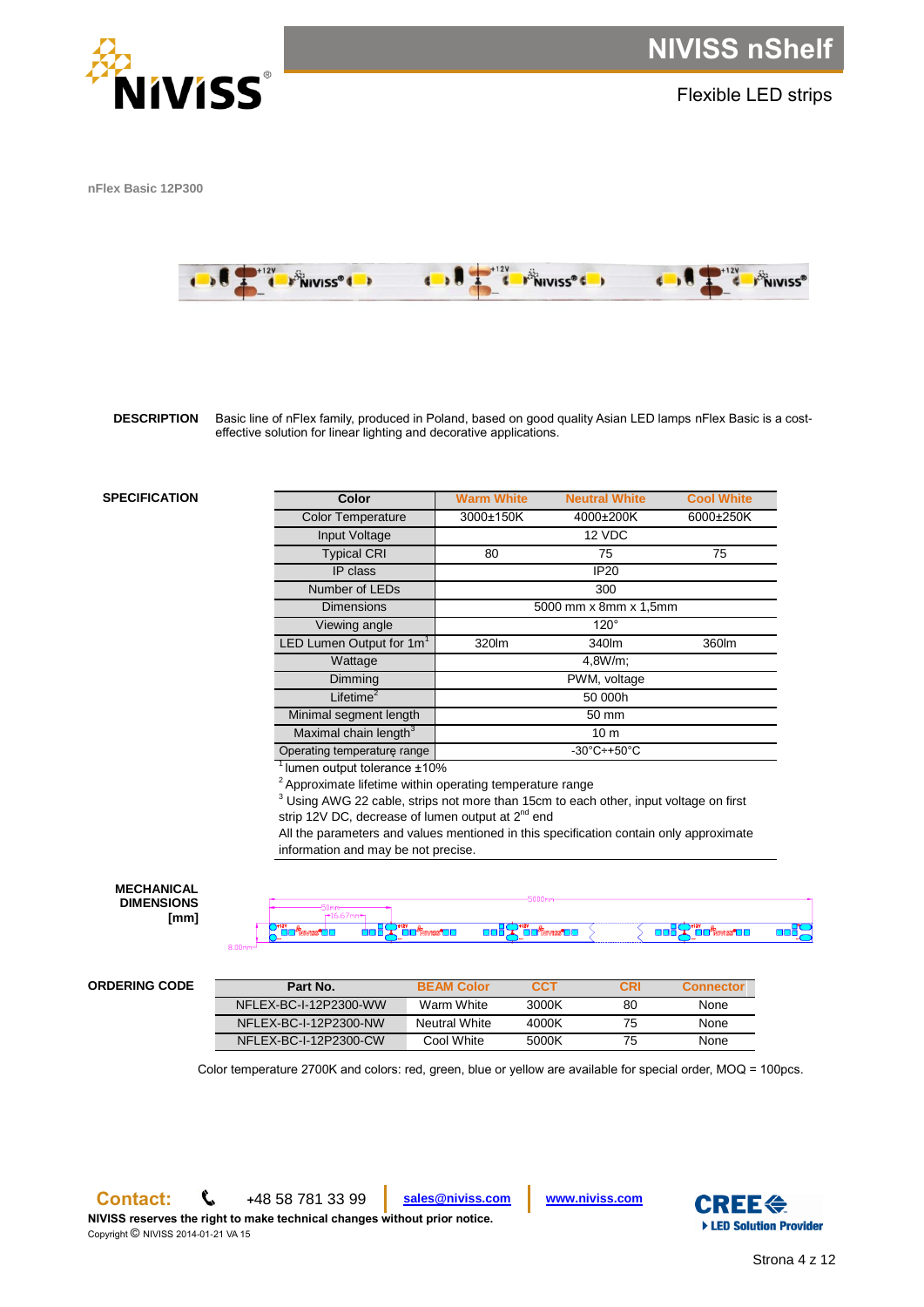# NIVISS nShelf

Flexible LED strips

**nFlex Basic 12P300**

**DESCRIPTION** Basic line of nFlex family, produced in Poland, based on good quality Asian LED lamps nFlex Basic is a cost-effective solution for linear lighting and decorative applications.

**SPECIFICATION**

| Color | Warm White | Neutral White | Cool White |
|---|---|---|---|
| Color Temperature | 3000±150K | 4000±200K | 6000±250K |
| Input Voltage | 12 VDC | | |
| Typical CRI | 80 | 75 | 75 |
| IP class | IP20 | | |
| Number of LEDs | 300 | | |
| Dimensions | 5000 mm x 8mm x 1,5mm | | |
| Viewing angle | 120° | | |
| LED Lumen Output for 1m[1] | 320lm | 340lm | 360lm |
| Wattage | 4,8W/m; | | |
| Dimming | PWM, voltage | | |
| Lifetime[2] | 50 000h | | |
| Minimal segment length | 50 mm | | |
| Maximal chain length[3] | 10 m | | |
| Operating temperature range | -30°C÷+50°C | | |

[1] lumen output tolerance ±10%

[2] Approximate lifetime within operating temperature range

[3] Using AWG 22 cable, strips not more than 15cm to each other, input voltage on first strip 12V DC, decrease of lumen output at 2[nd] end

All the parameters and values mentioned in this specification contain only approximate information and may be not precise.

**MECHANICAL DIMENSIONS [mm]**

5000mm, 50mm, 16.67mm, 8.00mm

**ORDERING CODE**

| Part No. | BEAM Color | CCT | CRI | Connector |
|---|---|---|---|---|
| NFLEX-BC-I-12P2300-WW | Warm White | 3000K | 80 | None |
| NFLEX-BC-I-12P2300-NW | Neutral White | 4000K | 75 | None |
| NFLEX-BC-I-12P2300-CW | Cool White | 5000K | 75 | None |

Color temperature 2700K and colors: red, green, blue or yellow are available for special order, MOQ = 100pcs.

**Contact:** +48 58 781 33 99 | sales@niviss.com | www.niviss.com

**NIVISS reserves the right to make technical changes without prior notice.**

Copyright © NIVISS 2014-01-21 VA 15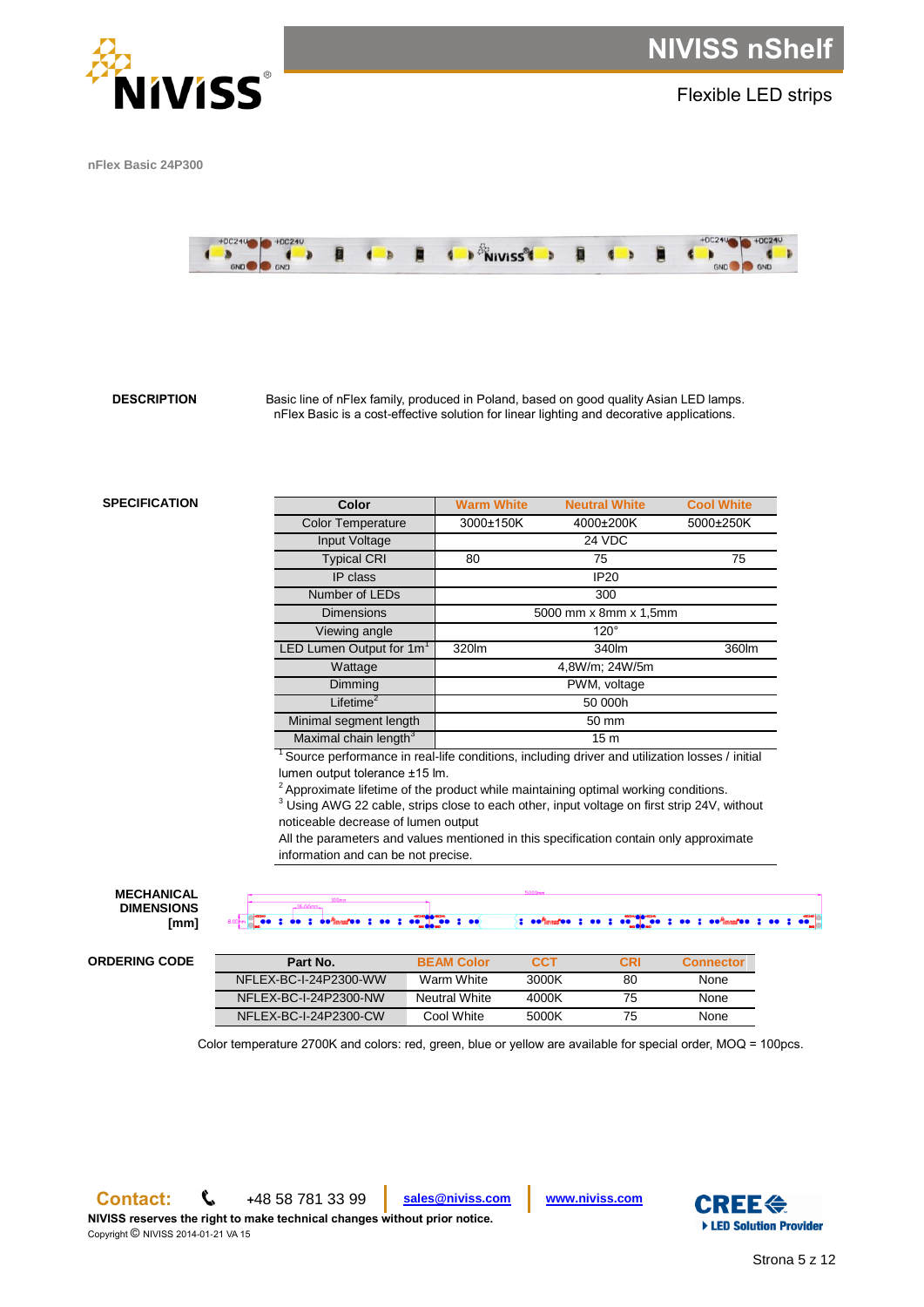# NIVISS nShelf

Flexible LED strips

**nFlex Basic 24P300**

**DESCRIPTION**

Basic line of nFlex family, produced in Poland, based on good quality Asian LED lamps. nFlex Basic is a cost-effective solution for linear lighting and decorative applications.

**SPECIFICATION**

| Color | Warm White | Neutral White | Cool White |
|---|---|---|---|
| Color Temperature | 3000±150K | 4000±200K | 5000±250K |
| Input Voltage | 24 VDC | | |
| Typical CRI | 80 | 75 | 75 |
| IP class | IP20 | | |
| Number of LEDs | 300 | | |
| Dimensions | 5000 mm x 8mm x 1,5mm | | |
| Viewing angle | 120° | | |
| LED Lumen Output for 1m[1] | 320lm | 340lm | 360lm |
| Wattage | 4,8W/m; 24W/5m | | |
| Dimming | PWM, voltage | | |
| Lifetime[2] | 50 000h | | |
| Minimal segment length | 50 mm | | |
| Maximal chain length[3] | 15 m | | |

[1] Source performance in real-life conditions, including driver and utilization losses / initial lumen output tolerance ±15 lm.
[2] Approximate lifetime of the product while maintaining optimal working conditions.
[3] Using AWG 22 cable, strips close to each other, input voltage on first strip 24V, without noticeable decrease of lumen output
All the parameters and values mentioned in this specification contain only approximate information and can be not precise.

**MECHANICAL DIMENSIONS [mm]**

**ORDERING CODE**

| Part No. | BEAM Color | CCT | CRI | Connector |
|---|---|---|---|---|
| NFLEX-BC-I-24P2300-WW | Warm White | 3000K | 80 | None |
| NFLEX-BC-I-24P2300-NW | Neutral White | 4000K | 75 | None |
| NFLEX-BC-I-24P2300-CW | Cool White | 5000K | 75 | None |

Color temperature 2700K and colors: red, green, blue or yellow are available for special order, MOQ = 100pcs.

**Contact:** +48 58 781 33 99 | sales@niviss.com | www.niviss.com

**NIVISS reserves the right to make technical changes without prior notice.**
Copyright © NIVISS 2014-01-21 VA 15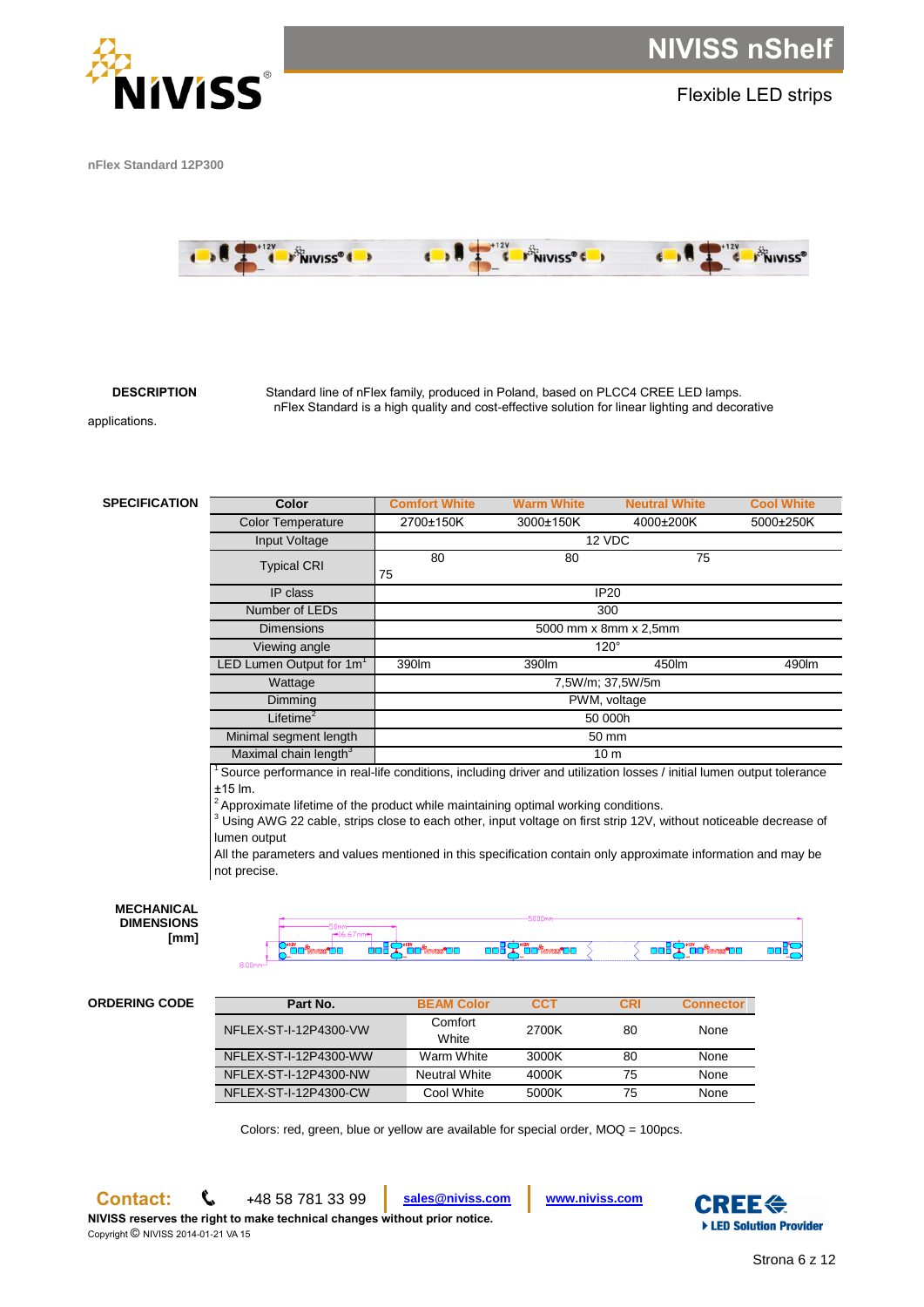# NIVISS nShelf

Flexible LED strips

**nFlex Standard 12P300**

**DESCRIPTION**

Standard line of nFlex family, produced in Poland, based on PLCC4 CREE LED lamps. nFlex Standard is a high quality and cost-effective solution for linear lighting and decorative applications.

**SPECIFICATION**

| Color | Comfort White | Warm White | Neutral White | Cool White |
|---|---|---|---|---|
| Color Temperature | 2700±150K | 3000±150K | 4000±200K | 5000±250K |
| Input Voltage | 12 VDC | | | |
| Typical CRI | 80 | 80 | 75 | 75 |
| IP class | IP20 | | | |
| Number of LEDs | 300 | | | |
| Dimensions | 5000 mm x 8mm x 2,5mm | | | |
| Viewing angle | 120° | | | |
| LED Lumen Output for 1m[1] | 390lm | 390lm | 450lm | 490lm |
| Wattage | 7,5W/m; 37,5W/5m | | | |
| Dimming | PWM, voltage | | | |
| Lifetime[2] | 50 000h | | | |
| Minimal segment length | 50 mm | | | |
| Maximal chain length[3] | 10 m | | | |

[1] Source performance in real-life conditions, including driver and utilization losses / initial lumen output tolerance ±15 lm.
[2] Approximate lifetime of the product while maintaining optimal working conditions.
[3] Using AWG 22 cable, strips close to each other, input voltage on first strip 12V, without noticeable decrease of lumen output
All the parameters and values mentioned in this specification contain only approximate information and may be not precise.

**MECHANICAL DIMENSIONS [mm]**

**ORDERING CODE**

| Part No. | BEAM Color | CCT | CRI | Connector |
|---|---|---|---|---|
| NFLEX-ST-I-12P4300-VW | Comfort White | 2700K | 80 | None |
| NFLEX-ST-I-12P4300-WW | Warm White | 3000K | 80 | None |
| NFLEX-ST-I-12P4300-NW | Neutral White | 4000K | 75 | None |
| NFLEX-ST-I-12P4300-CW | Cool White | 5000K | 75 | None |

Colors: red, green, blue or yellow are available for special order, MOQ = 100pcs.

**Contact:** +48 58 781 33 99 | sales@niviss.com | www.niviss.com

**NIVISS reserves the right to make technical changes without prior notice.**
Copyright © NIVISS 2014-01-21 VA 15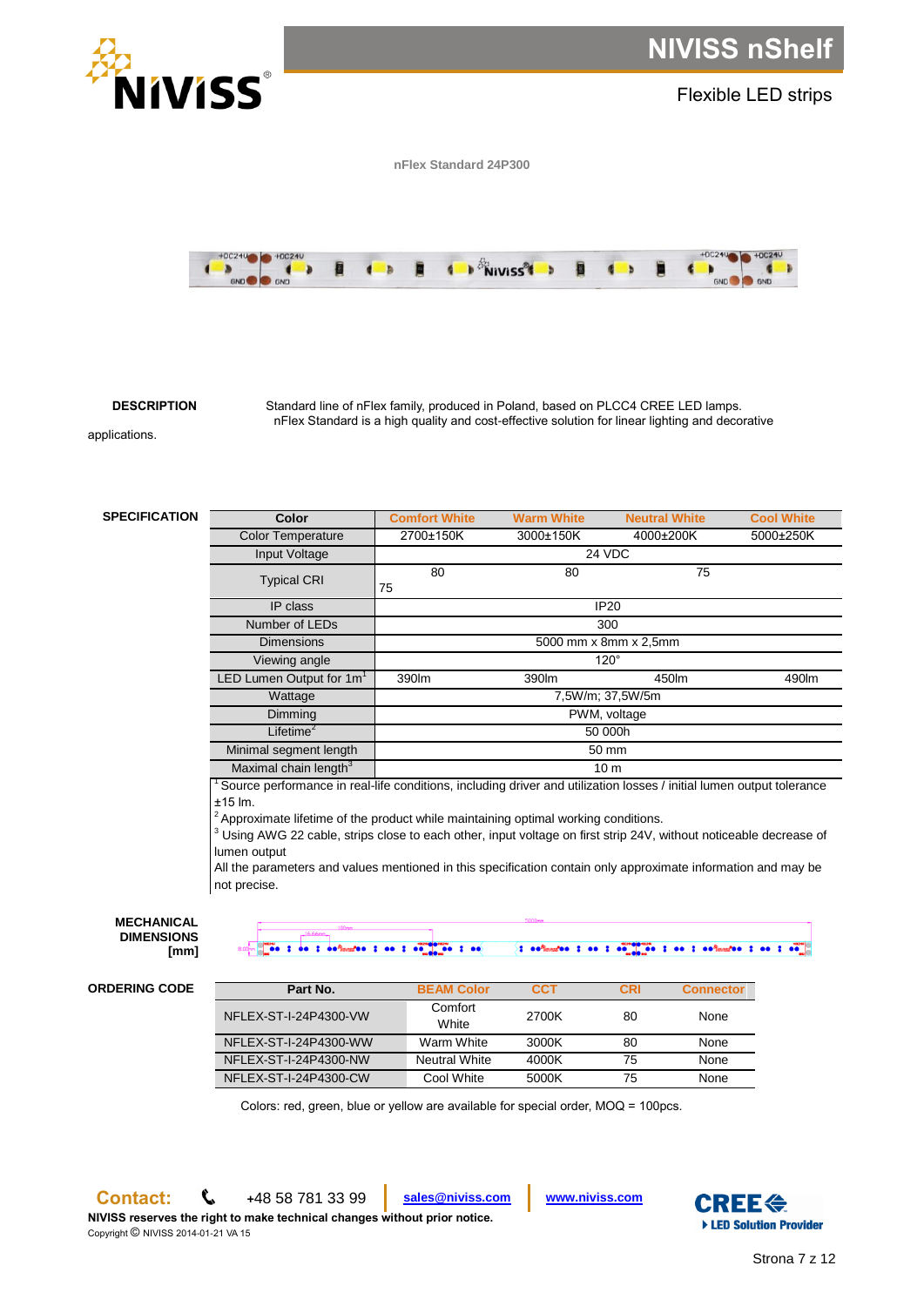# NIVISS nShelf

Flexible LED strips

nFlex Standard 24P300

**DESCRIPTION**

Standard line of nFlex family, produced in Poland, based on PLCC4 CREE LED lamps. nFlex Standard is a high quality and cost-effective solution for linear lighting and decorative applications.

**SPECIFICATION**

| Color | Comfort White | Warm White | Neutral White | Cool White |
|---|---|---|---|---|
| Color Temperature | 2700±150K | 3000±150K | 4000±200K | 5000±250K |
| Input Voltage | 24 VDC | | | |
| Typical CRI | 80 | 80 | 75 | 75 |
| IP class | IP20 | | | |
| Number of LEDs | 300 | | | |
| Dimensions | 5000 mm x 8mm x 2,5mm | | | |
| Viewing angle | 120° | | | |
| LED Lumen Output for 1m[1] | 390lm | 390lm | 450lm | 490lm |
| Wattage | 7,5W/m; 37,5W/5m | | | |
| Dimming | PWM, voltage | | | |
| Lifetime[2] | 50 000h | | | |
| Minimal segment length | 50 mm | | | |
| Maximal chain length[3] | 10 m | | | |

[1] Source performance in real-life conditions, including driver and utilization losses / initial lumen output tolerance ±15 lm.

[2] Approximate lifetime of the product while maintaining optimal working conditions.

[3] Using AWG 22 cable, strips close to each other, input voltage on first strip 24V, without noticeable decrease of lumen output

All the parameters and values mentioned in this specification contain only approximate information and may be not precise.

**MECHANICAL DIMENSIONS [mm]**

**ORDERING CODE**

| Part No. | BEAM Color | CCT | CRI | Connector |
|---|---|---|---|---|
| NFLEX-ST-I-24P4300-VW | Comfort White | 2700K | 80 | None |
| NFLEX-ST-I-24P4300-WW | Warm White | 3000K | 80 | None |
| NFLEX-ST-I-24P4300-NW | Neutral White | 4000K | 75 | None |
| NFLEX-ST-I-24P4300-CW | Cool White | 5000K | 75 | None |

Colors: red, green, blue or yellow are available for special order, MOQ = 100pcs.

**Contact:** +48 58 781 33 99 | sales@niviss.com | www.niviss.com

**NIVISS reserves the right to make technical changes without prior notice.**

Copyright © NIVISS 2014-01-21 VA 15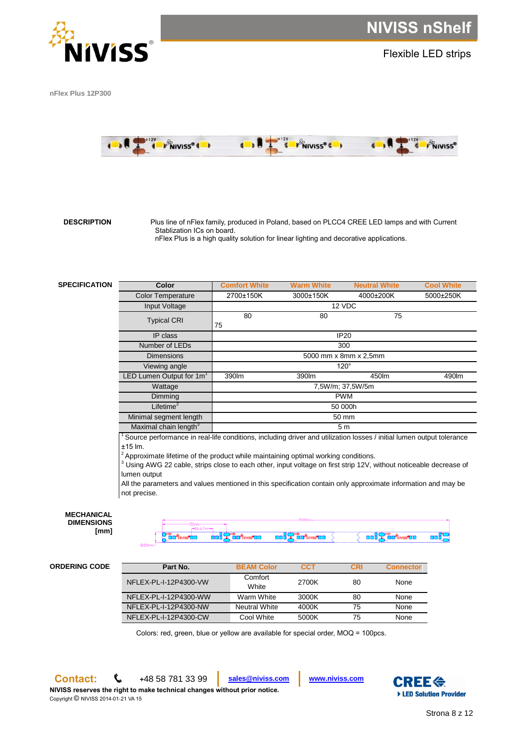# NIVISS nShelf

Flexible LED strips

nFlex Plus 12P300

**DESCRIPTION**

Plus line of nFlex family, produced in Poland, based on PLCC4 CREE LED lamps and with Current Stablization ICs on board.
nFlex Plus is a high quality solution for linear lighting and decorative applications.

**SPECIFICATION**

| Color | Comfort White | Warm White | Neutral White | Cool White |
|---|---|---|---|---|
| Color Temperature | 2700±150K | 3000±150K | 4000±200K | 5000±250K |
| Input Voltage | 12 VDC | | | |
| Typical CRI | 80 | 80 | 75 | 75 |
| IP class | IP20 | | | |
| Number of LEDs | 300 | | | |
| Dimensions | 5000 mm x 8mm x 2,5mm | | | |
| Viewing angle | 120° | | | |
| LED Lumen Output for 1m[1] | 390lm | 390lm | 450lm | 490lm |
| Wattage | 7,5W/m; 37,5W/5m | | | |
| Dimming | PWM | | | |
| Lifetime[2] | 50 000h | | | |
| Minimal segment length | 50 mm | | | |
| Maximal chain length[3] | 5 m | | | |

[1] Source performance in real-life conditions, including driver and utilization losses / initial lumen output tolerance ±15 lm.
[2] Approximate lifetime of the product while maintaining optimal working conditions.
[3] Using AWG 22 cable, strips close to each other, input voltage on first strip 12V, without noticeable decrease of lumen output
All the parameters and values mentioned in this specification contain only approximate information and may be not precise.

**MECHANICAL DIMENSIONS [mm]**

**ORDERING CODE**

| Part No. | BEAM Color | CCT | CRI | Connector |
|---|---|---|---|---|
| NFLEX-PL-I-12P4300-VW | Comfort White | 2700K | 80 | None |
| NFLEX-PL-I-12P4300-WW | Warm White | 3000K | 80 | None |
| NFLEX-PL-I-12P4300-NW | Neutral White | 4000K | 75 | None |
| NFLEX-PL-I-12P4300-CW | Cool White | 5000K | 75 | None |

Colors: red, green, blue or yellow are available for special order, MOQ = 100pcs.

**Contact:** +48 58 781 33 99 | sales@niviss.com | www.niviss.com

**NIVISS reserves the right to make technical changes without prior notice.**
Copyright © NIVISS 2014-01-21 VA 15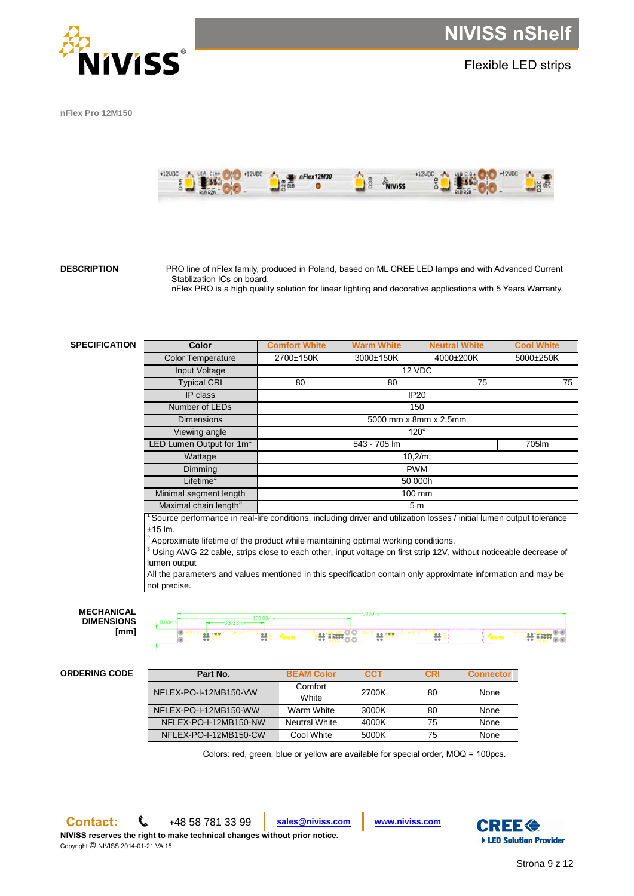# NIVISS nShelf

Flexible LED strips

**nFlex Pro 12M150**

**DESCRIPTION**

PRO line of nFlex family, produced in Poland, based on ML CREE LED lamps and with Advanced Current Stablization ICs on board.
nFlex PRO is a high quality solution for linear lighting and decorative applications with 5 Years Warranty.

**SPECIFICATION**

| Color | Comfort White | Warm White | Neutral White | Cool White |
|---|---|---|---|---|
| Color Temperature | 2700±150K | 3000±150K | 4000±200K | 5000±250K |
| Input Voltage | 12 VDC | | | |
| Typical CRI | 80 | 80 | 75 | 75 |
| IP class | IP20 | | | |
| Number of LEDs | 150 | | | |
| Dimensions | 5000 mm x 8mm x 2,5mm | | | |
| Viewing angle | 120° | | | |
| LED Lumen Output for 1m[1] | 543 - 705 lm | | | 705lm |
| Wattage | 10,2/m; | | | |
| Dimming | PWM | | | |
| Lifetime[2] | 50 000h | | | |
| Minimal segment length | 100 mm | | | |
| Maximal chain length[3] | 5 m | | | |

[1] Source performance in real-life conditions, including driver and utilization losses / initial lumen output tolerance ±15 lm.
[2] Approximate lifetime of the product while maintaining optimal working conditions.
[3] Using AWG 22 cable, strips close to each other, input voltage on first strip 12V, without noticeable decrease of lumen output
All the parameters and values mentioned in this specification contain only approximate information and may be not precise.

**MECHANICAL DIMENSIONS [mm]**

8,00mm; 33,33mm; 100,00mm; 5000mm

**ORDERING CODE**

| Part No. | BEAM Color | CCT | CRI | Connector |
|---|---|---|---|---|
| NFLEX-PO-I-12MB150-VW | Comfort White | 2700K | 80 | None |
| NFLEX-PO-I-12MB150-WW | Warm White | 3000K | 80 | None |
| NFLEX-PO-I-12MB150-NW | Neutral White | 4000K | 75 | None |
| NFLEX-PO-I-12MB150-CW | Cool White | 5000K | 75 | None |

Colors: red, green, blue or yellow are available for special order, MOQ = 100pcs.

**Contact:** +48 58 781 33 99 | sales@niviss.com | www.niviss.com

**NIVISS reserves the right to make technical changes without prior notice.**
Copyright © NIVISS 2014-01-21 VA 15

CREE LED Solution Provider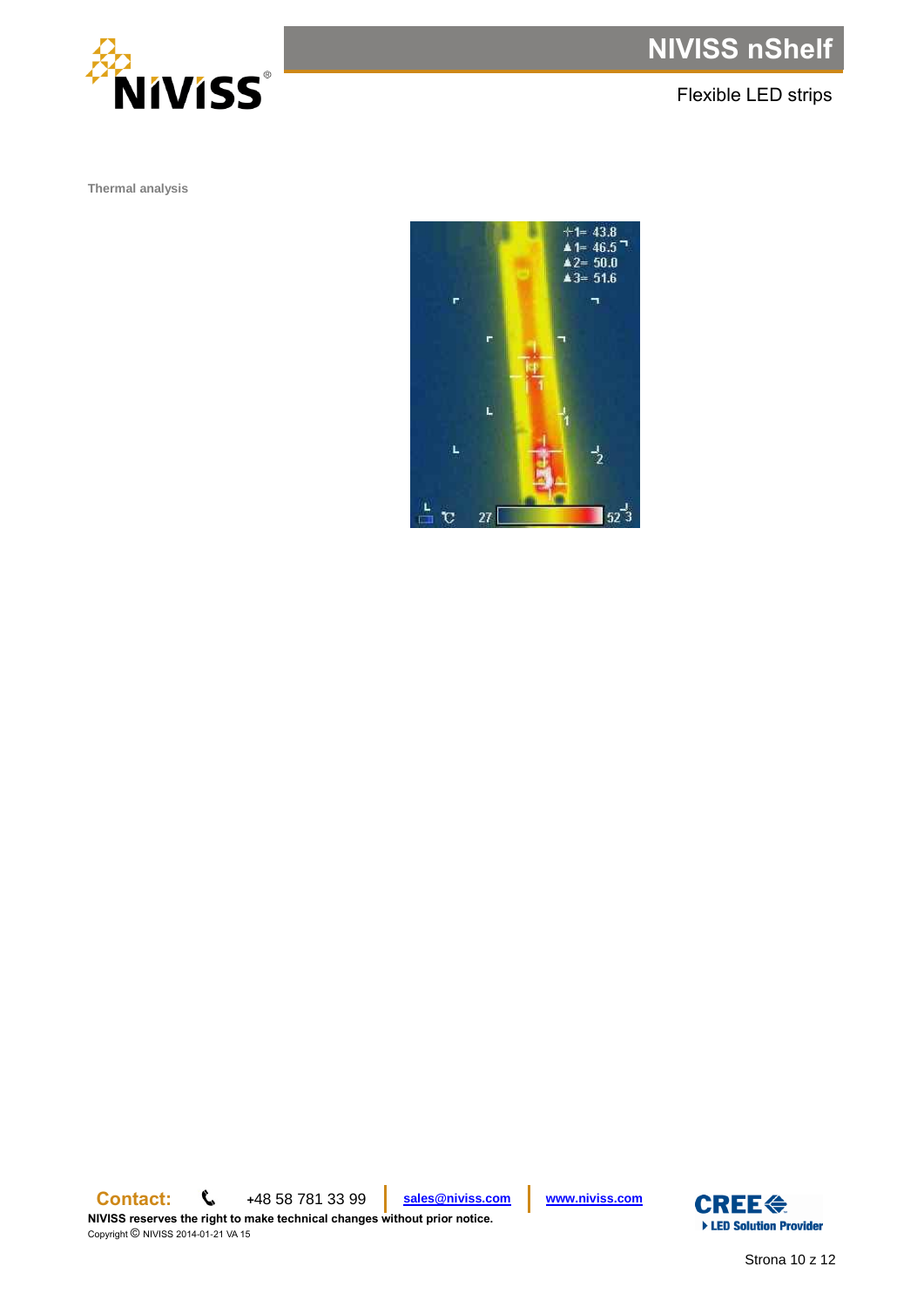Thermal analysis

+1= 43.8
▲1= 46.5
▲2= 50.0
▲3= 51.6

°C 27 52

**Contact:** +48 58 781 33 99 | sales@niviss.com | www.niviss.com

**NIVISS reserves the right to make technical changes without prior notice.**

Copyright © NIVISS 2014-01-21 VA 15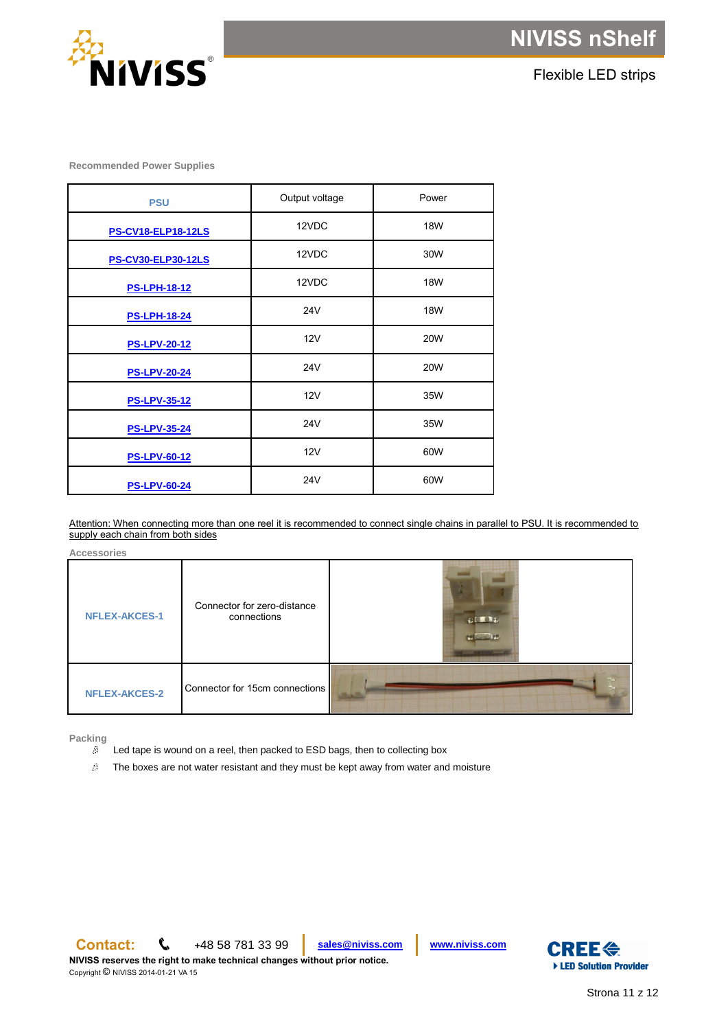### Recommended Power Supplies

| PSU | Output voltage | Power |
|---|---|---|
| PS-CV18-ELP18-12LS | 12VDC | 18W |
| PS-CV30-ELP30-12LS | 12VDC | 30W |
| PS-LPH-18-12 | 12VDC | 18W |
| PS-LPH-18-24 | 24V | 18W |
| PS-LPV-20-12 | 12V | 20W |
| PS-LPV-20-24 | 24V | 20W |
| PS-LPV-35-12 | 12V | 35W |
| PS-LPV-35-24 | 24V | 35W |
| PS-LPV-60-12 | 12V | 60W |
| PS-LPV-60-24 | 24V | 60W |

Attention: When connecting more than one reel it is recommended to connect single chains in parallel to PSU. It is recommended to supply each chain from both sides

### Accessories

| | | |
|---|---|---|
| NFLEX-AKCES-1 | Connector for zero-distance connections | |
| NFLEX-AKCES-2 | Connector for 15cm connections | |

### Packing

- Led tape is wound on a reel, then packed to ESD bags, then to collecting box
- The boxes are not water resistant and they must be kept away from water and moisture

**Contact:** +48 58 781 33 99 | sales@niviss.com | www.niviss.com

**NIVISS reserves the right to make technical changes without prior notice.**

Copyright © NIVISS 2014-01-21 VA 15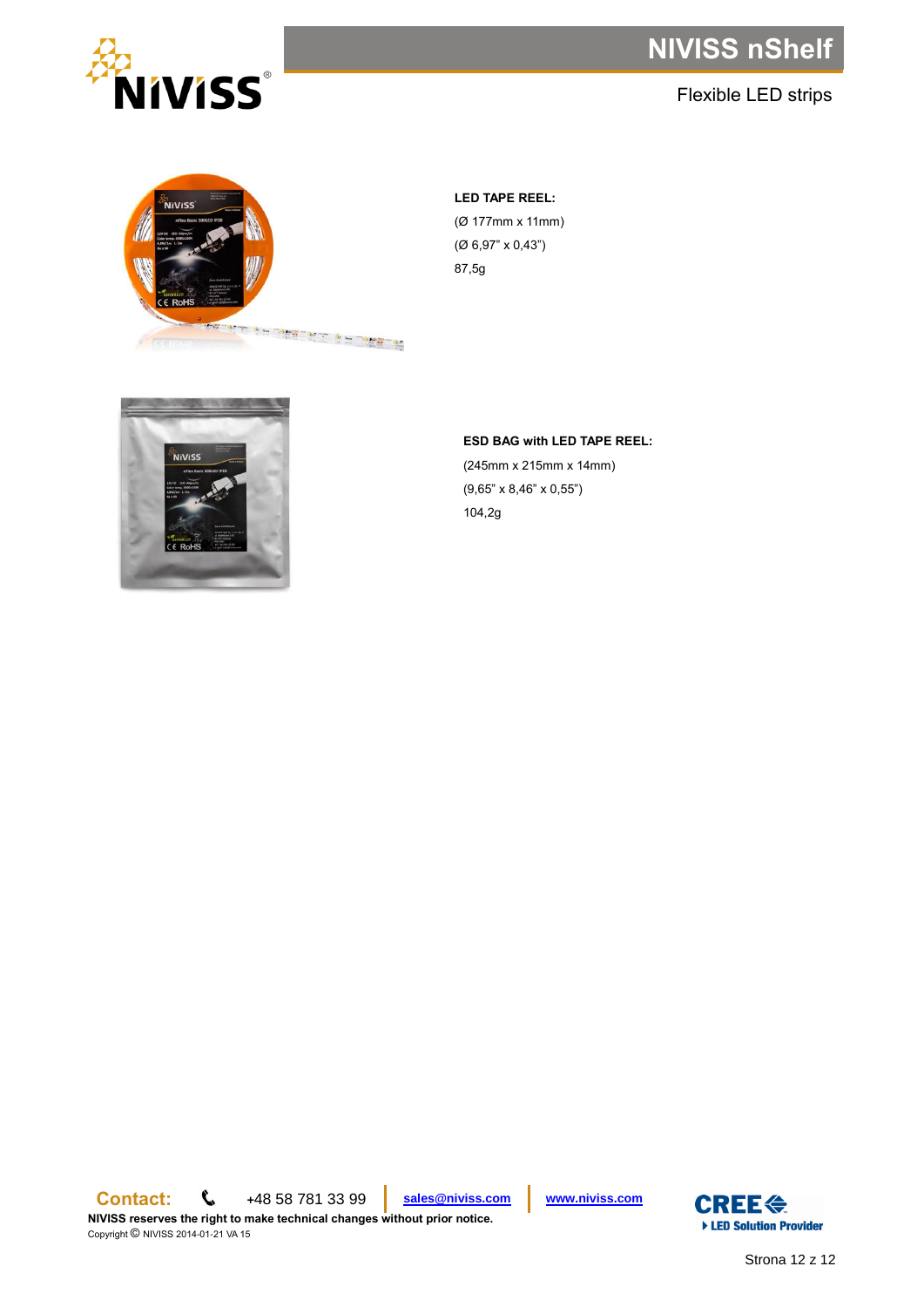**LED TAPE REEL:**

(Ø 177mm x 11mm)

(Ø 6,97" x 0,43")

87,5g

**ESD BAG with LED TAPE REEL:**

(245mm x 215mm x 14mm)

(9,65" x 8,46" x 0,55")

104,2g

**Contact:** +48 58 781 33 99 | sales@niviss.com | www.niviss.com

**NIVISS reserves the right to make technical changes without prior notice.**

Copyright © NIVISS 2014-01-21 VA 15